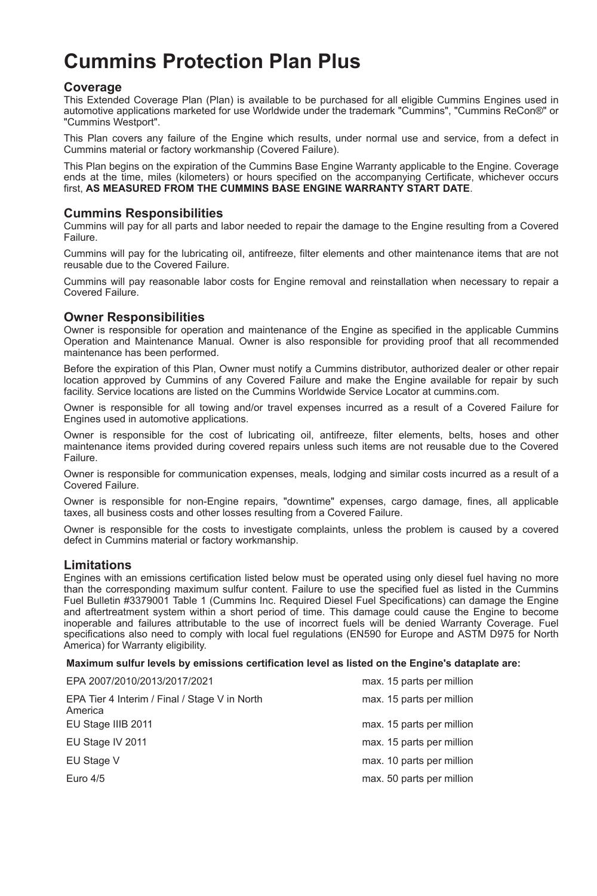# Cummins Protection Plan Plus

## Coverage

This Extended Coverage Plan (Plan) is available to be purchased for all eligible Cummins Engines used in automotive applications marketed for use Worldwide under the trademark "Cummins", "Cummins ReCon®" or "Cummins Westport".

This Plan covers any failure of the Engine which results, under normal use and service, from a defect in Cummins material or factory workmanship (Covered Failure).

This Plan begins on the expiration of the Cummins Base Engine Warranty applicable to the Engine. Coverage ends at the time, miles (kilometers) or hours specified on the accompanying Certificate, whichever occurs first, **AS MEASURED FROM THE CUMMINS BASE ENGINE WARRANTY START DATE**.

## Cummins Responsibilities

Cummins will pay for all parts and labor needed to repair the damage to the Engine resulting from a Covered Failure.

Cummins will pay for the lubricating oil, antifreeze, filter elements and other maintenance items that are not reusable due to the Covered Failure.

Cummins will pay reasonable labor costs for Engine removal and reinstallation when necessary to repair a Covered Failure.

## Owner Responsibilities

Owner is responsible for operation and maintenance of the Engine as specified in the applicable Cummins Operation and Maintenance Manual. Owner is also responsible for providing proof that all recommended maintenance has been performed.

Before the expiration of this Plan, Owner must notify a Cummins distributor, authorized dealer or other repair location approved by Cummins of any Covered Failure and make the Engine available for repair by such facility. Service locations are listed on the Cummins Worldwide Service Locator at cummins.com.

Owner is responsible for all towing and/or travel expenses incurred as a result of a Covered Failure for Engines used in automotive applications.

Owner is responsible for the cost of lubricating oil, antifreeze, filter elements, belts, hoses and other maintenance items provided during covered repairs unless such items are not reusable due to the Covered Failure.

Owner is responsible for communication expenses, meals, lodging and similar costs incurred as a result of a Covered Failure.

Owner is responsible for non-Engine repairs, "downtime" expenses, cargo damage, fines, all applicable taxes, all business costs and other losses resulting from a Covered Failure.

Owner is responsible for the costs to investigate complaints, unless the problem is caused by a covered defect in Cummins material or factory workmanship.

## Limitations

Engines with an emissions certification listed below must be operated using only diesel fuel having no more than the corresponding maximum sulfur content. Failure to use the specified fuel as listed in the Cummins Fuel Bulletin #3379001 Table 1 (Cummins Inc. Required Diesel Fuel Specifications) can damage the Engine and aftertreatment system within a short period of time. This damage could cause the Engine to become inoperable and failures attributable to the use of incorrect fuels will be denied Warranty Coverage. Fuel specifications also need to comply with local fuel regulations (EN590 for Europe and ASTM D975 for North America) for Warranty eligibility.

**Maximum sulfur levels by emissions certification level as listed on the Engine's dataplate are:**

| | |
|---|---|
| EPA 2007/2010/2013/2017/2021 | max. 15 parts per million |
| EPA Tier 4 Interim / Final / Stage V in North America | max. 15 parts per million |
| EU Stage IIIB 2011 | max. 15 parts per million |
| EU Stage IV 2011 | max. 15 parts per million |
| EU Stage V | max. 10 parts per million |
| Euro 4/5 | max. 50 parts per million |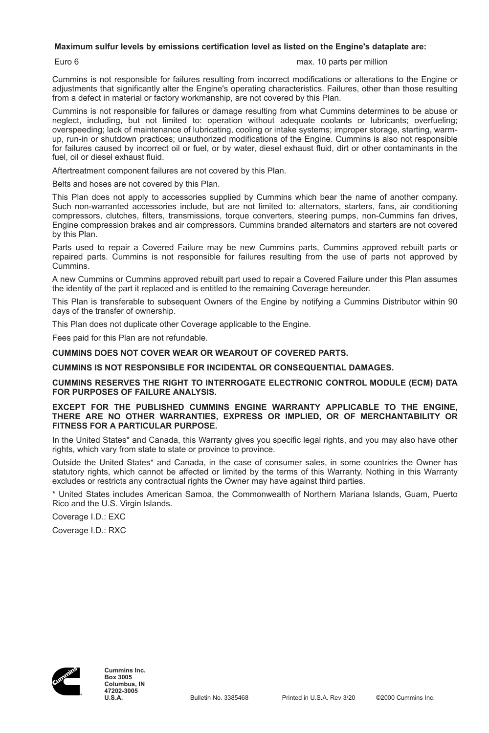**Maximum sulfur levels by emissions certification level as listed on the Engine's dataplate are:**

| | |
|---|---|
| Euro 6 | max. 10 parts per million |

Cummins is not responsible for failures resulting from incorrect modifications or alterations to the Engine or adjustments that significantly alter the Engine's operating characteristics. Failures, other than those resulting from a defect in material or factory workmanship, are not covered by this Plan.

Cummins is not responsible for failures or damage resulting from what Cummins determines to be abuse or neglect, including, but not limited to: operation without adequate coolants or lubricants; overfueling; overspeeding; lack of maintenance of lubricating, cooling or intake systems; improper storage, starting, warm-up, run-in or shutdown practices; unauthorized modifications of the Engine. Cummins is also not responsible for failures caused by incorrect oil or fuel, or by water, diesel exhaust fluid, dirt or other contaminants in the fuel, oil or diesel exhaust fluid.

Aftertreatment component failures are not covered by this Plan.

Belts and hoses are not covered by this Plan.

This Plan does not apply to accessories supplied by Cummins which bear the name of another company. Such non-warranted accessories include, but are not limited to: alternators, starters, fans, air conditioning compressors, clutches, filters, transmissions, torque converters, steering pumps, non-Cummins fan drives, Engine compression brakes and air compressors. Cummins branded alternators and starters are not covered by this Plan.

Parts used to repair a Covered Failure may be new Cummins parts, Cummins approved rebuilt parts or repaired parts. Cummins is not responsible for failures resulting from the use of parts not approved by Cummins.

A new Cummins or Cummins approved rebuilt part used to repair a Covered Failure under this Plan assumes the identity of the part it replaced and is entitled to the remaining Coverage hereunder.

This Plan is transferable to subsequent Owners of the Engine by notifying a Cummins Distributor within 90 days of the transfer of ownership.

This Plan does not duplicate other Coverage applicable to the Engine.

Fees paid for this Plan are not refundable.

**CUMMINS DOES NOT COVER WEAR OR WEAROUT OF COVERED PARTS.**

**CUMMINS IS NOT RESPONSIBLE FOR INCIDENTAL OR CONSEQUENTIAL DAMAGES.**

**CUMMINS RESERVES THE RIGHT TO INTERROGATE ELECTRONIC CONTROL MODULE (ECM) DATA FOR PURPOSES OF FAILURE ANALYSIS.**

**EXCEPT FOR THE PUBLISHED CUMMINS ENGINE WARRANTY APPLICABLE TO THE ENGINE, THERE ARE NO OTHER WARRANTIES, EXPRESS OR IMPLIED, OR OF MERCHANTABILITY OR FITNESS FOR A PARTICULAR PURPOSE.**

In the United States* and Canada, this Warranty gives you specific legal rights, and you may also have other rights, which vary from state to state or province to province.

Outside the United States* and Canada, in the case of consumer sales, in some countries the Owner has statutory rights, which cannot be affected or limited by the terms of this Warranty. Nothing in this Warranty excludes or restricts any contractual rights the Owner may have against third parties.

* United States includes American Samoa, the Commonwealth of Northern Mariana Islands, Guam, Puerto Rico and the U.S. Virgin Islands.

Coverage I.D.: EXC

Coverage I.D.: RXC

**Cummins Inc.**
**Box 3005**
**Columbus, IN**
**47202-3005**
**U.S.A.**

Bulletin No. 3385468 Printed in U.S.A. Rev 3/20 ©2000 Cummins Inc.